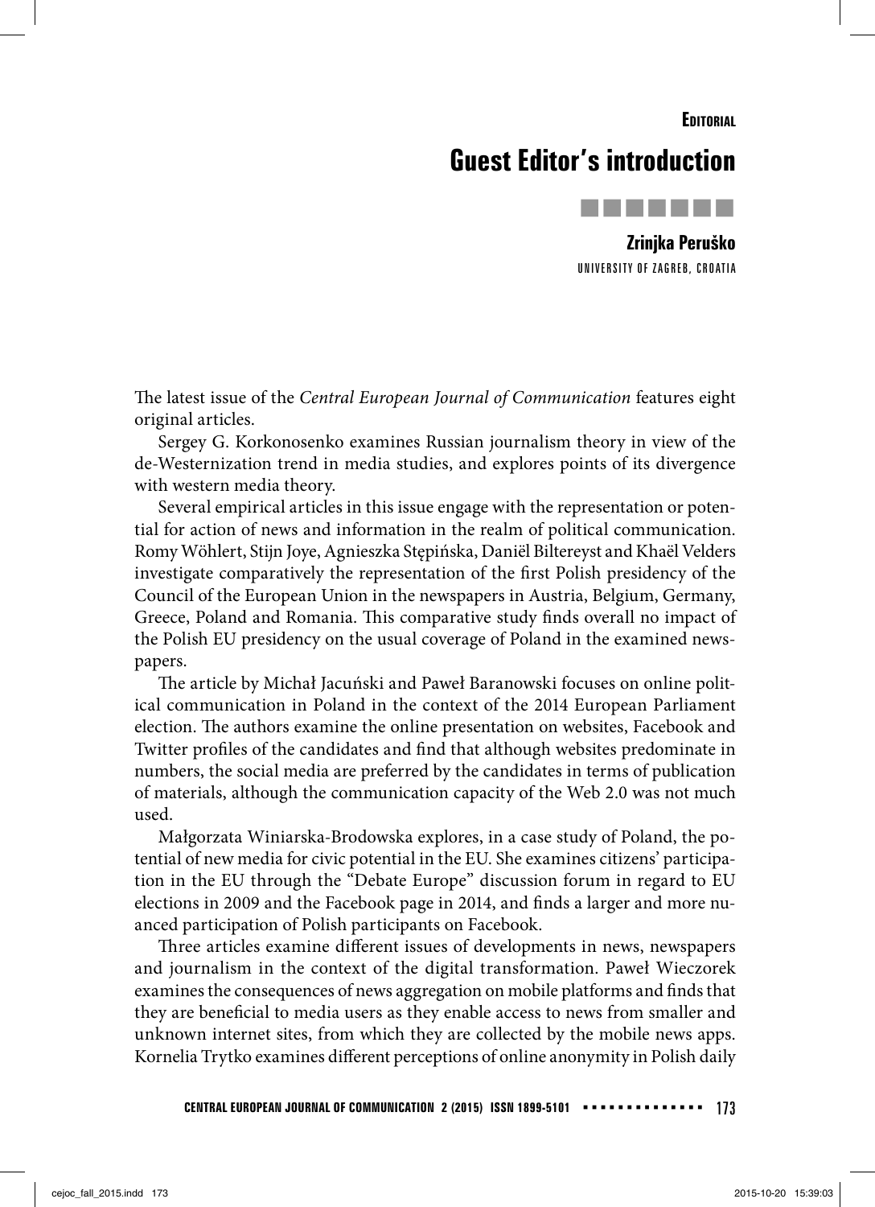**Editorial**

# Guest Editor's introduction

**Zrinjka Peruško**

UNIVERSITY OF ZAGREB, CROATIA

The latest issue of the *Central European Journal of Communication* features eight original articles.

Sergey G. Korkonosenko examines Russian journalism theory in view of the de-Westernization trend in media studies, and explores points of its divergence with western media theory.

Several empirical articles in this issue engage with the representation or potential for action of news and information in the realm of political communication. Romy Wöhlert, Stijn Joye, Agnieszka Stępińska, Daniël Biltereyst and Khaël Velders investigate comparatively the representation of the first Polish presidency of the Council of the European Union in the newspapers in Austria, Belgium, Germany, Greece, Poland and Romania. This comparative study finds overall no impact of the Polish EU presidency on the usual coverage of Poland in the examined newspapers.

The article by Michał Jacuński and Paweł Baranowski focuses on online political communication in Poland in the context of the 2014 European Parliament election. The authors examine the online presentation on websites, Facebook and Twitter profiles of the candidates and find that although websites predominate in numbers, the social media are preferred by the candidates in terms of publication of materials, although the communication capacity of the Web 2.0 was not much used.

Małgorzata Winiarska-Brodowska explores, in a case study of Poland, the potential of new media for civic potential in the EU. She examines citizens' participation in the EU through the "Debate Europe" discussion forum in regard to EU elections in 2009 and the Facebook page in 2014, and finds a larger and more nuanced participation of Polish participants on Facebook.

Three articles examine different issues of developments in news, newspapers and journalism in the context of the digital transformation. Paweł Wieczorek examines the consequences of news aggregation on mobile platforms and finds that they are beneficial to media users as they enable access to news from smaller and unknown internet sites, from which they are collected by the mobile news apps. Kornelia Trytko examines different perceptions of online anonymity in Polish daily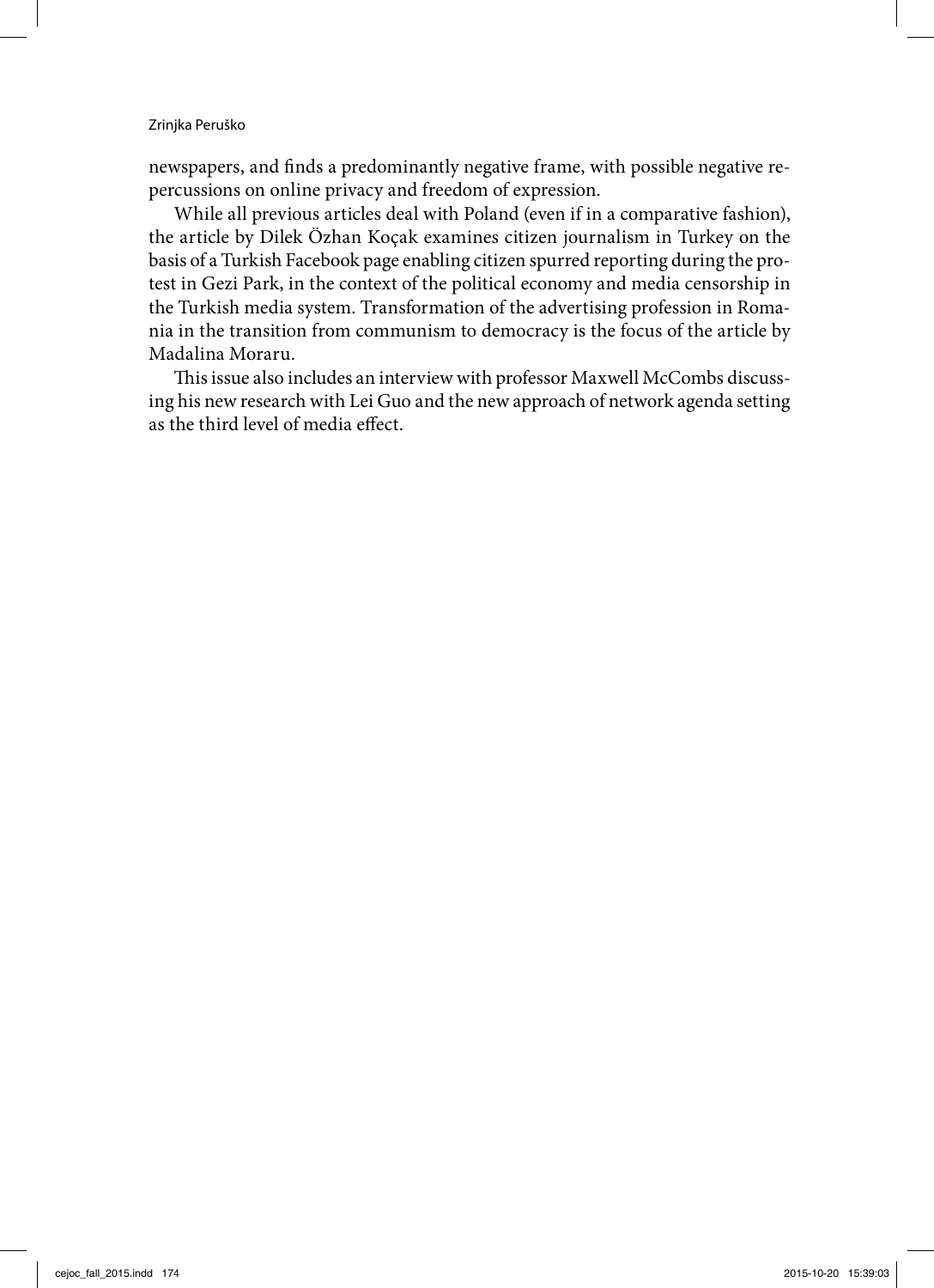newspapers, and finds a predominantly negative frame, with possible negative repercussions on online privacy and freedom of expression.

While all previous articles deal with Poland (even if in a comparative fashion), the article by Dilek Özhan Koçak examines citizen journalism in Turkey on the basis of a Turkish Facebook page enabling citizen spurred reporting during the protest in Gezi Park, in the context of the political economy and media censorship in the Turkish media system. Transformation of the advertising profession in Romania in the transition from communism to democracy is the focus of the article by Madalina Moraru.

This issue also includes an interview with professor Maxwell McCombs discussing his new research with Lei Guo and the new approach of network agenda setting as the third level of media effect.